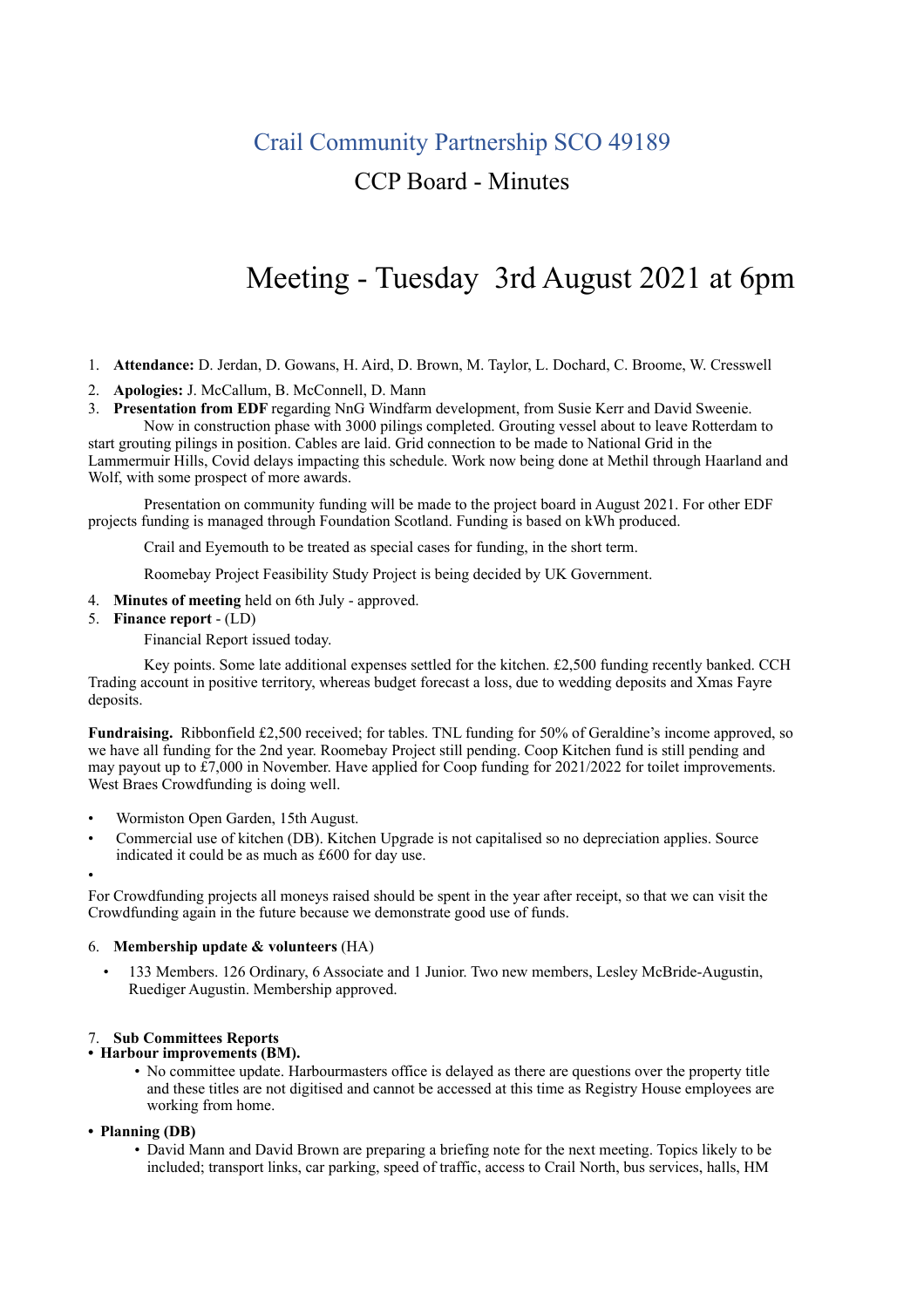# Crail Community Partnership SCO 49189

## CCP Board - Minutes

# Meeting - Tuesday 3rd August 2021 at 6pm

1. **Attendance:** D. Jerdan, D. Gowans, H. Aird, D. Brown, M. Taylor, L. Dochard, C. Broome, W. Cresswell
2. **Apologies:** J. McCallum, B. McConnell, D. Mann
3. **Presentation from EDF** regarding NnG Windfarm development, from Susie Kerr and David Sweenie.

   Now in construction phase with 3000 pilings completed. Grouting vessel about to leave Rotterdam to start grouting pilings in position. Cables are laid. Grid connection to be made to National Grid in the Lammermuir Hills, Covid delays impacting this schedule. Work now being done at Methil through Haarland and Wolf, with some prospect of more awards.

   Presentation on community funding will be made to the project board in August 2021. For other EDF projects funding is managed through Foundation Scotland. Funding is based on kWh produced.

   Crail and Eyemouth to be treated as special cases for funding, in the short term.

   Roomebay Project Feasibility Study Project is being decided by UK Government.

4. **Minutes of meeting** held on 6th July - approved.
5. **Finance report** - (LD)

   Financial Report issued today.

   Key points. Some late additional expenses settled for the kitchen. £2,500 funding recently banked. CCH Trading account in positive territory, whereas budget forecast a loss, due to wedding deposits and Xmas Fayre deposits.

**Fundraising.** Ribbonfield £2,500 received; for tables. TNL funding for 50% of Geraldine's income approved, so we have all funding for the 2nd year. Roomebay Project still pending. Coop Kitchen fund is still pending and may payout up to £7,000 in November. Have applied for Coop funding for 2021/2022 for toilet improvements. West Braes Crowdfunding is doing well.

- Wormiston Open Garden, 15th August.
- Commercial use of kitchen (DB). Kitchen Upgrade is not capitalised so no depreciation applies. Source indicated it could be as much as £600 for day use.
- 

For Crowdfunding projects all moneys raised should be spent in the year after receipt, so that we can visit the Crowdfunding again in the future because we demonstrate good use of funds.

6. **Membership update & volunteers** (HA)
   - 133 Members. 126 Ordinary, 6 Associate and 1 Junior. Two new members, Lesley McBride-Augustin, Ruediger Augustin. Membership approved.

7. **Sub Committees Reports**

- **Harbour improvements (BM).**
  - No committee update. Harbourmasters office is delayed as there are questions over the property title and these titles are not digitised and cannot be accessed at this time as Registry House employees are working from home.
- **Planning (DB)**
  - David Mann and David Brown are preparing a briefing note for the next meeting. Topics likely to be included; transport links, car parking, speed of traffic, access to Crail North, bus services, halls, HM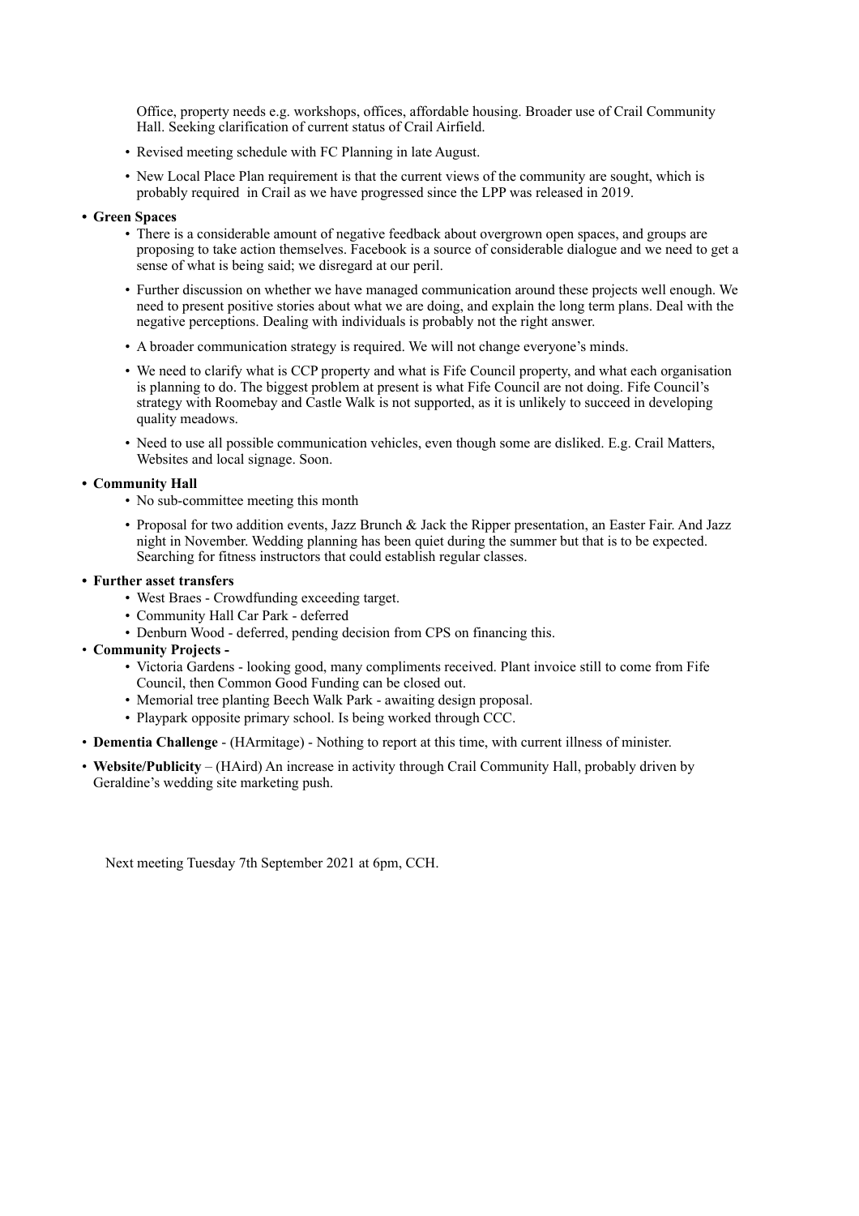Office, property needs e.g. workshops, offices, affordable housing. Broader use of Crail Community Hall. Seeking clarification of current status of Crail Airfield.

- Revised meeting schedule with FC Planning in late August.
- New Local Place Plan requirement is that the current views of the community are sought, which is probably required in Crail as we have progressed since the LPP was released in 2019.

- **Green Spaces**
    - There is a considerable amount of negative feedback about overgrown open spaces, and groups are proposing to take action themselves. Facebook is a source of considerable dialogue and we need to get a sense of what is being said; we disregard at our peril.
    - Further discussion on whether we have managed communication around these projects well enough. We need to present positive stories about what we are doing, and explain the long term plans. Deal with the negative perceptions. Dealing with individuals is probably not the right answer.
    - A broader communication strategy is required. We will not change everyone's minds.
    - We need to clarify what is CCP property and what is Fife Council property, and what each organisation is planning to do. The biggest problem at present is what Fife Council are not doing. Fife Council's strategy with Roomebay and Castle Walk is not supported, as it is unlikely to succeed in developing quality meadows.
    - Need to use all possible communication vehicles, even though some are disliked. E.g. Crail Matters, Websites and local signage. Soon.
- **Community Hall**
    - No sub-committee meeting this month
    - Proposal for two addition events, Jazz Brunch & Jack the Ripper presentation, an Easter Fair. And Jazz night in November. Wedding planning has been quiet during the summer but that is to be expected. Searching for fitness instructors that could establish regular classes.
- **Further asset transfers**
    - West Braes - Crowdfunding exceeding target.
    - Community Hall Car Park - deferred
    - Denburn Wood - deferred, pending decision from CPS on financing this.
- **Community Projects -**
    - Victoria Gardens - looking good, many compliments received. Plant invoice still to come from Fife Council, then Common Good Funding can be closed out.
    - Memorial tree planting Beech Walk Park - awaiting design proposal.
    - Playpark opposite primary school. Is being worked through CCC.
- **Dementia Challenge** - (HArmitage) - Nothing to report at this time, with current illness of minister.
- **Website/Publicity** – (HAird) An increase in activity through Crail Community Hall, probably driven by Geraldine's wedding site marketing push.

Next meeting Tuesday 7th September 2021 at 6pm, CCH.